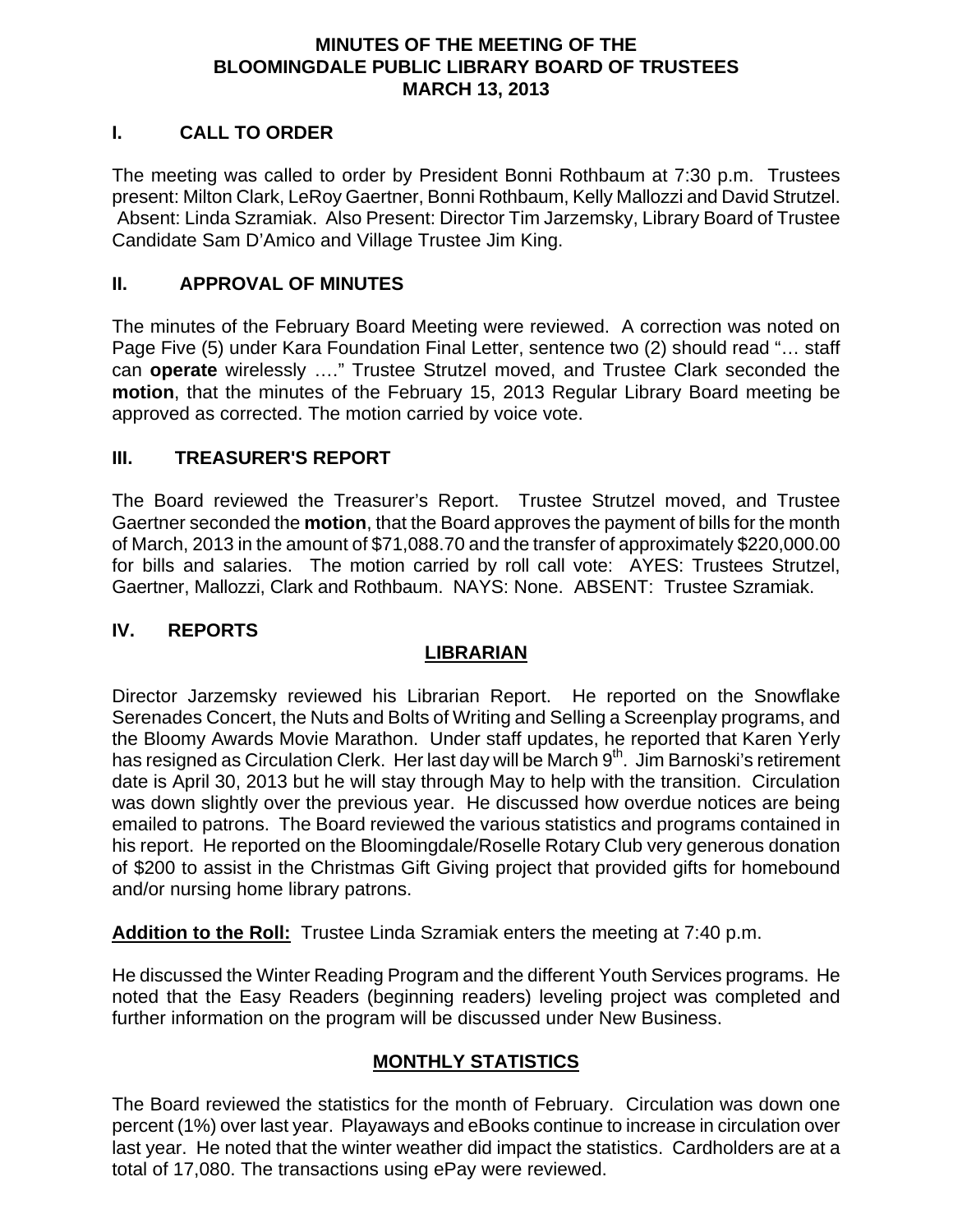# MINUTES OF THE MEETING OF THE BLOOMINGDALE PUBLIC LIBRARY BOARD OF TRUSTEES MARCH 13, 2013

## I. CALL TO ORDER

The meeting was called to order by President Bonni Rothbaum at 7:30 p.m. Trustees present: Milton Clark, LeRoy Gaertner, Bonni Rothbaum, Kelly Mallozzi and David Strutzel. Absent: Linda Szramiak. Also Present: Director Tim Jarzemsky, Library Board of Trustee Candidate Sam D'Amico and Village Trustee Jim King.

## II. APPROVAL OF MINUTES

The minutes of the February Board Meeting were reviewed. A correction was noted on Page Five (5) under Kara Foundation Final Letter, sentence two (2) should read "… staff can **operate** wirelessly …." Trustee Strutzel moved, and Trustee Clark seconded the **motion**, that the minutes of the February 15, 2013 Regular Library Board meeting be approved as corrected. The motion carried by voice vote.

## III. TREASURER'S REPORT

The Board reviewed the Treasurer's Report. Trustee Strutzel moved, and Trustee Gaertner seconded the **motion**, that the Board approves the payment of bills for the month of March, 2013 in the amount of $71,088.70 and the transfer of approximately $220,000.00 for bills and salaries. The motion carried by roll call vote: AYES: Trustees Strutzel, Gaertner, Mallozzi, Clark and Rothbaum. NAYS: None. ABSENT: Trustee Szramiak.

## IV. REPORTS

### LIBRARIAN

Director Jarzemsky reviewed his Librarian Report. He reported on the Snowflake Serenades Concert, the Nuts and Bolts of Writing and Selling a Screenplay programs, and the Bloomy Awards Movie Marathon. Under staff updates, he reported that Karen Yerly has resigned as Circulation Clerk. Her last day will be March 9th. Jim Barnoski's retirement date is April 30, 2013 but he will stay through May to help with the transition. Circulation was down slightly over the previous year. He discussed how overdue notices are being emailed to patrons. The Board reviewed the various statistics and programs contained in his report. He reported on the Bloomingdale/Roselle Rotary Club very generous donation of $200 to assist in the Christmas Gift Giving project that provided gifts for homebound and/or nursing home library patrons.

**Addition to the Roll:** Trustee Linda Szramiak enters the meeting at 7:40 p.m.

He discussed the Winter Reading Program and the different Youth Services programs. He noted that the Easy Readers (beginning readers) leveling project was completed and further information on the program will be discussed under New Business.

### MONTHLY STATISTICS

The Board reviewed the statistics for the month of February. Circulation was down one percent (1%) over last year. Playaways and eBooks continue to increase in circulation over last year. He noted that the winter weather did impact the statistics. Cardholders are at a total of 17,080. The transactions using ePay were reviewed.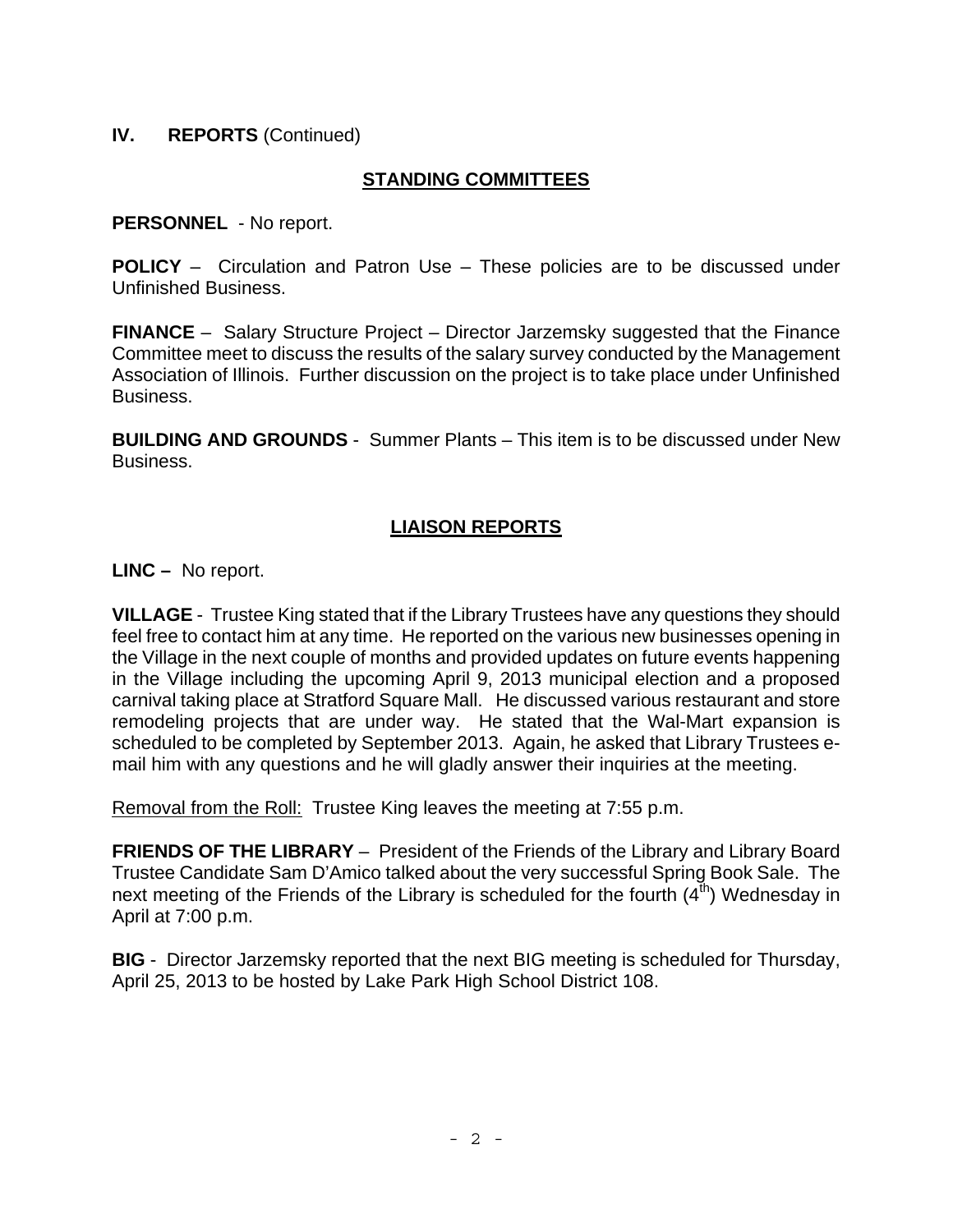## IV. REPORTS (Continued)

### STANDING COMMITTEES

**PERSONNEL** - No report.

**POLICY** – Circulation and Patron Use – These policies are to be discussed under Unfinished Business.

**FINANCE** – Salary Structure Project – Director Jarzemsky suggested that the Finance Committee meet to discuss the results of the salary survey conducted by the Management Association of Illinois. Further discussion on the project is to take place under Unfinished Business.

**BUILDING AND GROUNDS** - Summer Plants – This item is to be discussed under New Business.

### LIAISON REPORTS

**LINC –** No report.

**VILLAGE** - Trustee King stated that if the Library Trustees have any questions they should feel free to contact him at any time. He reported on the various new businesses opening in the Village in the next couple of months and provided updates on future events happening in the Village including the upcoming April 9, 2013 municipal election and a proposed carnival taking place at Stratford Square Mall. He discussed various restaurant and store remodeling projects that are under way. He stated that the Wal-Mart expansion is scheduled to be completed by September 2013. Again, he asked that Library Trustees e-mail him with any questions and he will gladly answer their inquiries at the meeting.

Removal from the Roll: Trustee King leaves the meeting at 7:55 p.m.

**FRIENDS OF THE LIBRARY** – President of the Friends of the Library and Library Board Trustee Candidate Sam D'Amico talked about the very successful Spring Book Sale. The next meeting of the Friends of the Library is scheduled for the fourth (4th) Wednesday in April at 7:00 p.m.

**BIG** - Director Jarzemsky reported that the next BIG meeting is scheduled for Thursday, April 25, 2013 to be hosted by Lake Park High School District 108.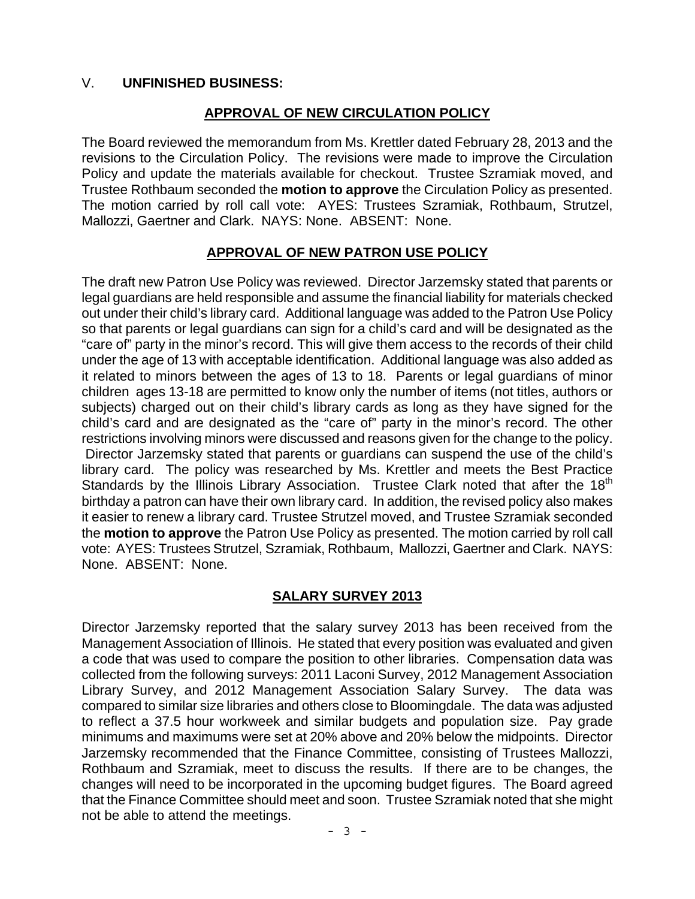## V. **UNFINISHED BUSINESS:**

### **APPROVAL OF NEW CIRCULATION POLICY**

The Board reviewed the memorandum from Ms. Krettler dated February 28, 2013 and the revisions to the Circulation Policy. The revisions were made to improve the Circulation Policy and update the materials available for checkout. Trustee Szramiak moved, and Trustee Rothbaum seconded the **motion to approve** the Circulation Policy as presented. The motion carried by roll call vote: AYES: Trustees Szramiak, Rothbaum, Strutzel, Mallozzi, Gaertner and Clark. NAYS: None. ABSENT: None.

### **APPROVAL OF NEW PATRON USE POLICY**

The draft new Patron Use Policy was reviewed. Director Jarzemsky stated that parents or legal guardians are held responsible and assume the financial liability for materials checked out under their child's library card. Additional language was added to the Patron Use Policy so that parents or legal guardians can sign for a child's card and will be designated as the "care of" party in the minor's record. This will give them access to the records of their child under the age of 13 with acceptable identification. Additional language was also added as it related to minors between the ages of 13 to 18. Parents or legal guardians of minor children ages 13-18 are permitted to know only the number of items (not titles, authors or subjects) charged out on their child's library cards as long as they have signed for the child's card and are designated as the "care of" party in the minor's record. The other restrictions involving minors were discussed and reasons given for the change to the policy. Director Jarzemsky stated that parents or guardians can suspend the use of the child's library card. The policy was researched by Ms. Krettler and meets the Best Practice Standards by the Illinois Library Association. Trustee Clark noted that after the 18th birthday a patron can have their own library card. In addition, the revised policy also makes it easier to renew a library card. Trustee Strutzel moved, and Trustee Szramiak seconded the **motion to approve** the Patron Use Policy as presented. The motion carried by roll call vote: AYES: Trustees Strutzel, Szramiak, Rothbaum, Mallozzi, Gaertner and Clark. NAYS: None. ABSENT: None.

### **SALARY SURVEY 2013**

Director Jarzemsky reported that the salary survey 2013 has been received from the Management Association of Illinois. He stated that every position was evaluated and given a code that was used to compare the position to other libraries. Compensation data was collected from the following surveys: 2011 Laconi Survey, 2012 Management Association Library Survey, and 2012 Management Association Salary Survey. The data was compared to similar size libraries and others close to Bloomingdale. The data was adjusted to reflect a 37.5 hour workweek and similar budgets and population size. Pay grade minimums and maximums were set at 20% above and 20% below the midpoints. Director Jarzemsky recommended that the Finance Committee, consisting of Trustees Mallozzi, Rothbaum and Szramiak, meet to discuss the results. If there are to be changes, the changes will need to be incorporated in the upcoming budget figures. The Board agreed that the Finance Committee should meet and soon. Trustee Szramiak noted that she might not be able to attend the meetings.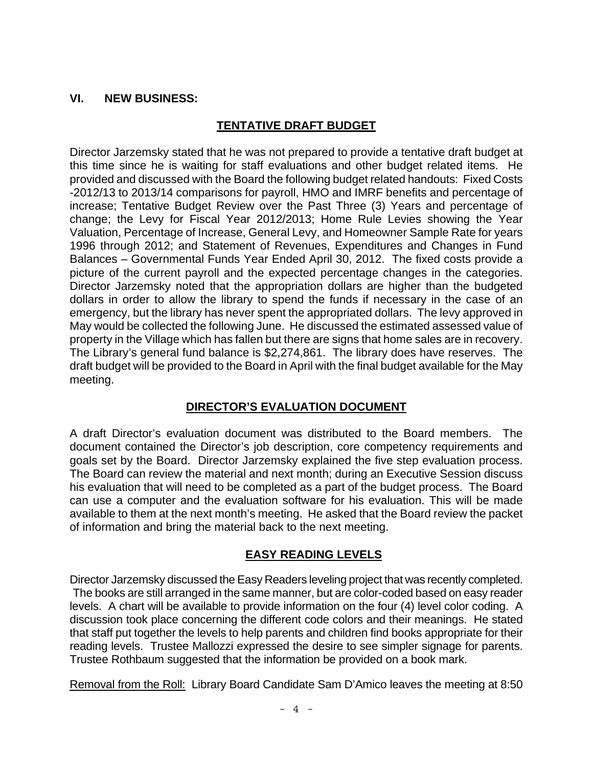## VI. NEW BUSINESS:

### TENTATIVE DRAFT BUDGET

Director Jarzemsky stated that he was not prepared to provide a tentative draft budget at this time since he is waiting for staff evaluations and other budget related items. He provided and discussed with the Board the following budget related handouts: Fixed Costs -2012/13 to 2013/14 comparisons for payroll, HMO and IMRF benefits and percentage of increase; Tentative Budget Review over the Past Three (3) Years and percentage of change; the Levy for Fiscal Year 2012/2013; Home Rule Levies showing the Year Valuation, Percentage of Increase, General Levy, and Homeowner Sample Rate for years 1996 through 2012; and Statement of Revenues, Expenditures and Changes in Fund Balances – Governmental Funds Year Ended April 30, 2012. The fixed costs provide a picture of the current payroll and the expected percentage changes in the categories. Director Jarzemsky noted that the appropriation dollars are higher than the budgeted dollars in order to allow the library to spend the funds if necessary in the case of an emergency, but the library has never spent the appropriated dollars. The levy approved in May would be collected the following June. He discussed the estimated assessed value of property in the Village which has fallen but there are signs that home sales are in recovery. The Library's general fund balance is $2,274,861. The library does have reserves. The draft budget will be provided to the Board in April with the final budget available for the May meeting.

### DIRECTOR'S EVALUATION DOCUMENT

A draft Director's evaluation document was distributed to the Board members. The document contained the Director's job description, core competency requirements and goals set by the Board. Director Jarzemsky explained the five step evaluation process. The Board can review the material and next month; during an Executive Session discuss his evaluation that will need to be completed as a part of the budget process. The Board can use a computer and the evaluation software for his evaluation. This will be made available to them at the next month's meeting. He asked that the Board review the packet of information and bring the material back to the next meeting.

### EASY READING LEVELS

Director Jarzemsky discussed the Easy Readers leveling project that was recently completed. The books are still arranged in the same manner, but are color-coded based on easy reader levels. A chart will be available to provide information on the four (4) level color coding. A discussion took place concerning the different code colors and their meanings. He stated that staff put together the levels to help parents and children find books appropriate for their reading levels. Trustee Mallozzi expressed the desire to see simpler signage for parents. Trustee Rothbaum suggested that the information be provided on a book mark.

Removal from the Roll: Library Board Candidate Sam D'Amico leaves the meeting at 8:50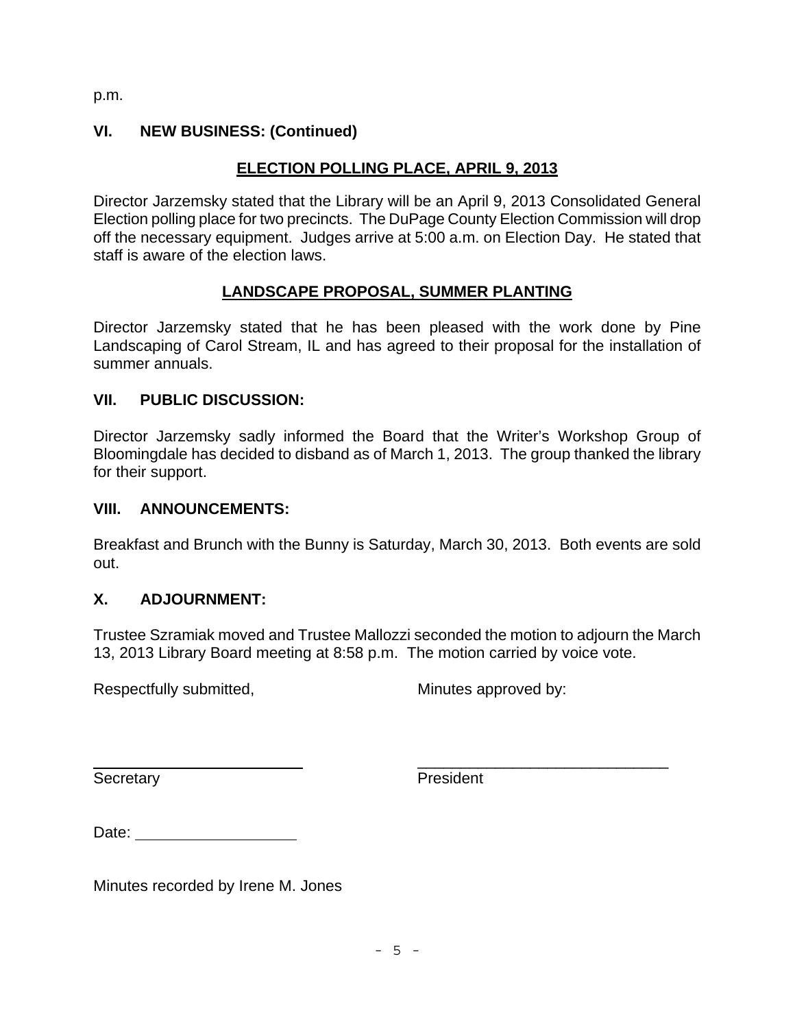p.m.

## VI. NEW BUSINESS: (Continued)

### ELECTION POLLING PLACE, APRIL 9, 2013

Director Jarzemsky stated that the Library will be an April 9, 2013 Consolidated General Election polling place for two precincts. The DuPage County Election Commission will drop off the necessary equipment. Judges arrive at 5:00 a.m. on Election Day. He stated that staff is aware of the election laws.

### LANDSCAPE PROPOSAL, SUMMER PLANTING

Director Jarzemsky stated that he has been pleased with the work done by Pine Landscaping of Carol Stream, IL and has agreed to their proposal for the installation of summer annuals.

## VII. PUBLIC DISCUSSION:

Director Jarzemsky sadly informed the Board that the Writer's Workshop Group of Bloomingdale has decided to disband as of March 1, 2013. The group thanked the library for their support.

## VIII. ANNOUNCEMENTS:

Breakfast and Brunch with the Bunny is Saturday, March 30, 2013. Both events are sold out.

## X. ADJOURNMENT:

Trustee Szramiak moved and Trustee Mallozzi seconded the motion to adjourn the March 13, 2013 Library Board meeting at 8:58 p.m. The motion carried by voice vote.

Respectfully submitted,

Minutes approved by:

\_\_\_\_\_\_\_\_\_\_\_\_\_\_\_\_\_\_\_\_\_\_\_\_\_\_
Secretary

\_\_\_\_\_\_\_\_\_\_\_\_\_\_\_\_\_\_\_\_\_\_\_\_\_\_\_\_\_\_
President

Date: \_\_\_\_\_\_\_\_\_\_\_\_\_\_\_\_\_\_\_\_

Minutes recorded by Irene M. Jones